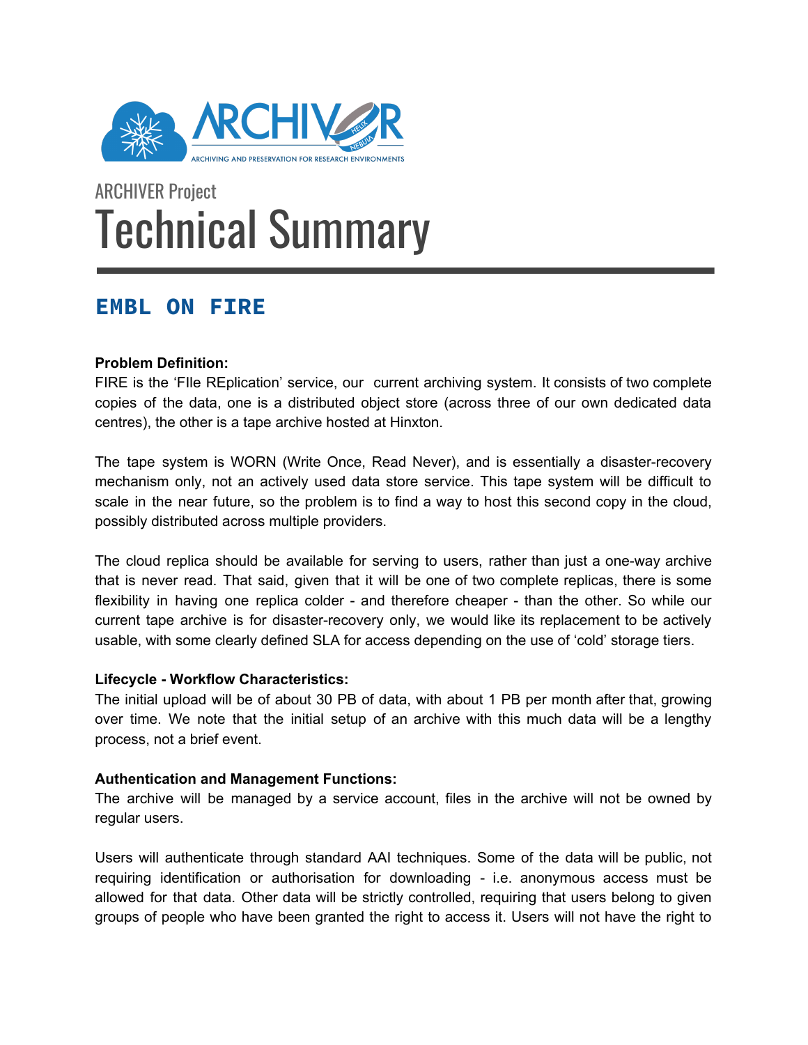ARCHIVER Project

# Technical Summary

## EMBL ON FIRE

**Problem Definition:**
FIRE is the 'FIle REplication' service, our current archiving system. It consists of two complete copies of the data, one is a distributed object store (across three of our own dedicated data centres), the other is a tape archive hosted at Hinxton.

The tape system is WORN (Write Once, Read Never), and is essentially a disaster-recovery mechanism only, not an actively used data store service. This tape system will be difficult to scale in the near future, so the problem is to find a way to host this second copy in the cloud, possibly distributed across multiple providers.

The cloud replica should be available for serving to users, rather than just a one-way archive that is never read. That said, given that it will be one of two complete replicas, there is some flexibility in having one replica colder - and therefore cheaper - than the other. So while our current tape archive is for disaster-recovery only, we would like its replacement to be actively usable, with some clearly defined SLA for access depending on the use of 'cold' storage tiers.

**Lifecycle - Workflow Characteristics:**
The initial upload will be of about 30 PB of data, with about 1 PB per month after that, growing over time. We note that the initial setup of an archive with this much data will be a lengthy process, not a brief event.

**Authentication and Management Functions:**
The archive will be managed by a service account, files in the archive will not be owned by regular users.

Users will authenticate through standard AAI techniques. Some of the data will be public, not requiring identification or authorisation for downloading - i.e. anonymous access must be allowed for that data. Other data will be strictly controlled, requiring that users belong to given groups of people who have been granted the right to access it. Users will not have the right to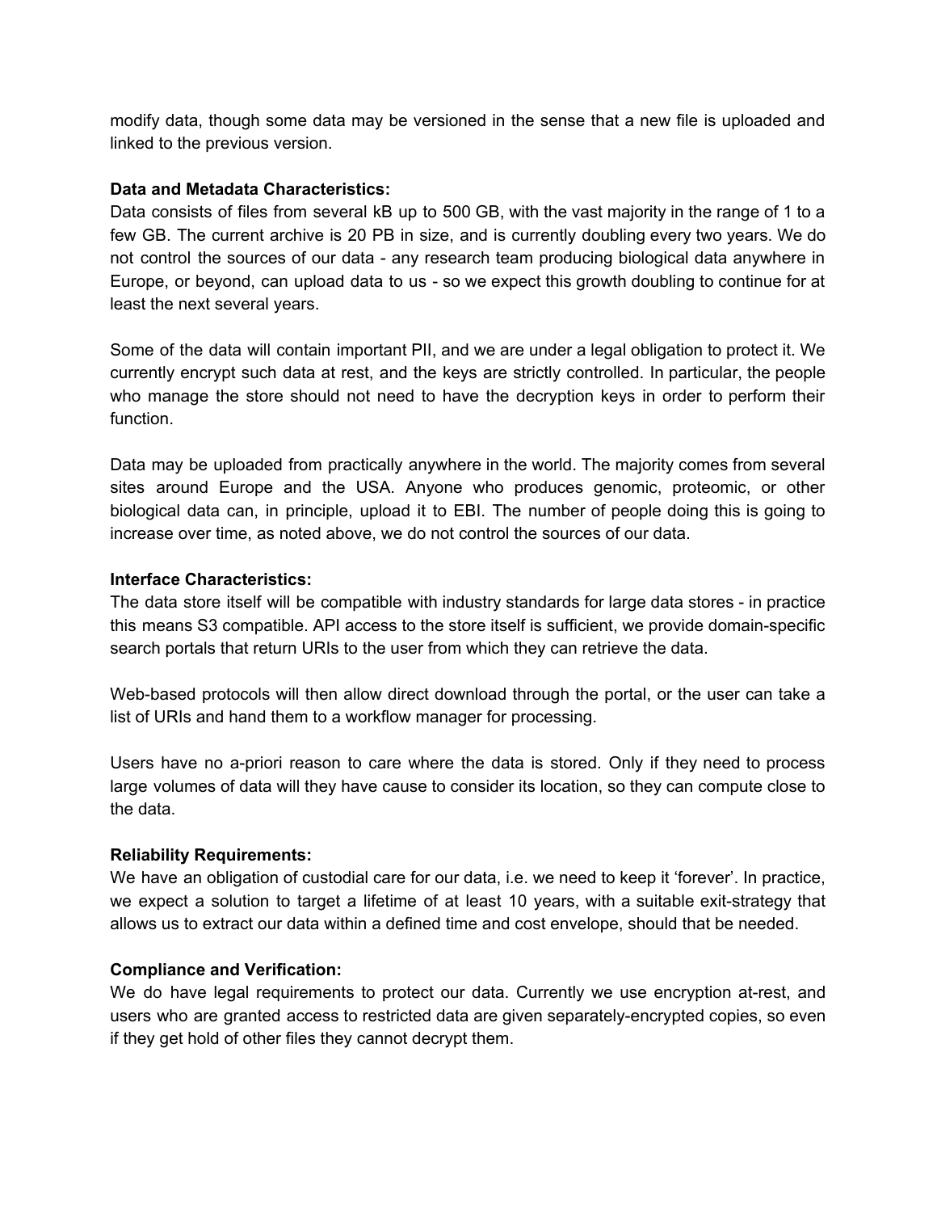modify data, though some data may be versioned in the sense that a new file is uploaded and linked to the previous version.

**Data and Metadata Characteristics:**
Data consists of files from several kB up to 500 GB, with the vast majority in the range of 1 to a few GB. The current archive is 20 PB in size, and is currently doubling every two years. We do not control the sources of our data - any research team producing biological data anywhere in Europe, or beyond, can upload data to us - so we expect this growth doubling to continue for at least the next several years.

Some of the data will contain important PII, and we are under a legal obligation to protect it. We currently encrypt such data at rest, and the keys are strictly controlled. In particular, the people who manage the store should not need to have the decryption keys in order to perform their function.

Data may be uploaded from practically anywhere in the world. The majority comes from several sites around Europe and the USA. Anyone who produces genomic, proteomic, or other biological data can, in principle, upload it to EBI. The number of people doing this is going to increase over time, as noted above, we do not control the sources of our data.

**Interface Characteristics:**
The data store itself will be compatible with industry standards for large data stores - in practice this means S3 compatible. API access to the store itself is sufficient, we provide domain-specific search portals that return URIs to the user from which they can retrieve the data.

Web-based protocols will then allow direct download through the portal, or the user can take a list of URIs and hand them to a workflow manager for processing.

Users have no a-priori reason to care where the data is stored. Only if they need to process large volumes of data will they have cause to consider its location, so they can compute close to the data.

**Reliability Requirements:**
We have an obligation of custodial care for our data, i.e. we need to keep it 'forever'. In practice, we expect a solution to target a lifetime of at least 10 years, with a suitable exit-strategy that allows us to extract our data within a defined time and cost envelope, should that be needed.

**Compliance and Verification:**
We do have legal requirements to protect our data. Currently we use encryption at-rest, and users who are granted access to restricted data are given separately-encrypted copies, so even if they get hold of other files they cannot decrypt them.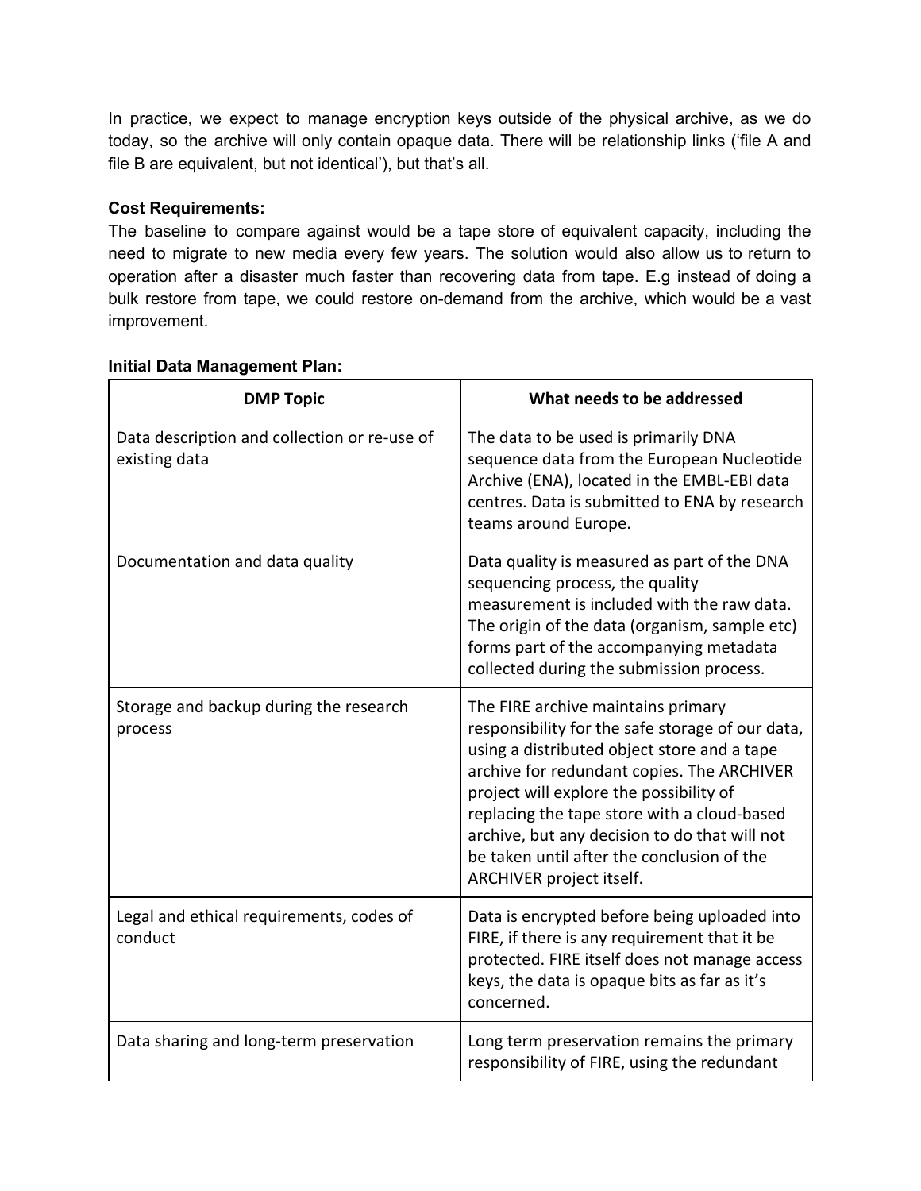In practice, we expect to manage encryption keys outside of the physical archive, as we do today, so the archive will only contain opaque data. There will be relationship links ('file A and file B are equivalent, but not identical'), but that's all.

**Cost Requirements:**

The baseline to compare against would be a tape store of equivalent capacity, including the need to migrate to new media every few years. The solution would also allow us to return to operation after a disaster much faster than recovering data from tape. E.g instead of doing a bulk restore from tape, we could restore on-demand from the archive, which would be a vast improvement.

**Initial Data Management Plan:**

| DMP Topic | What needs to be addressed |
|---|---|
| Data description and collection or re-use of existing data | The data to be used is primarily DNA sequence data from the European Nucleotide Archive (ENA), located in the EMBL-EBI data centres. Data is submitted to ENA by research teams around Europe. |
| Documentation and data quality | Data quality is measured as part of the DNA sequencing process, the quality measurement is included with the raw data. The origin of the data (organism, sample etc) forms part of the accompanying metadata collected during the submission process. |
| Storage and backup during the research process | The FIRE archive maintains primary responsibility for the safe storage of our data, using a distributed object store and a tape archive for redundant copies. The ARCHIVER project will explore the possibility of replacing the tape store with a cloud-based archive, but any decision to do that will not be taken until after the conclusion of the ARCHIVER project itself. |
| Legal and ethical requirements, codes of conduct | Data is encrypted before being uploaded into FIRE, if there is any requirement that it be protected. FIRE itself does not manage access keys, the data is opaque bits as far as it's concerned. |
| Data sharing and long-term preservation | Long term preservation remains the primary responsibility of FIRE, using the redundant |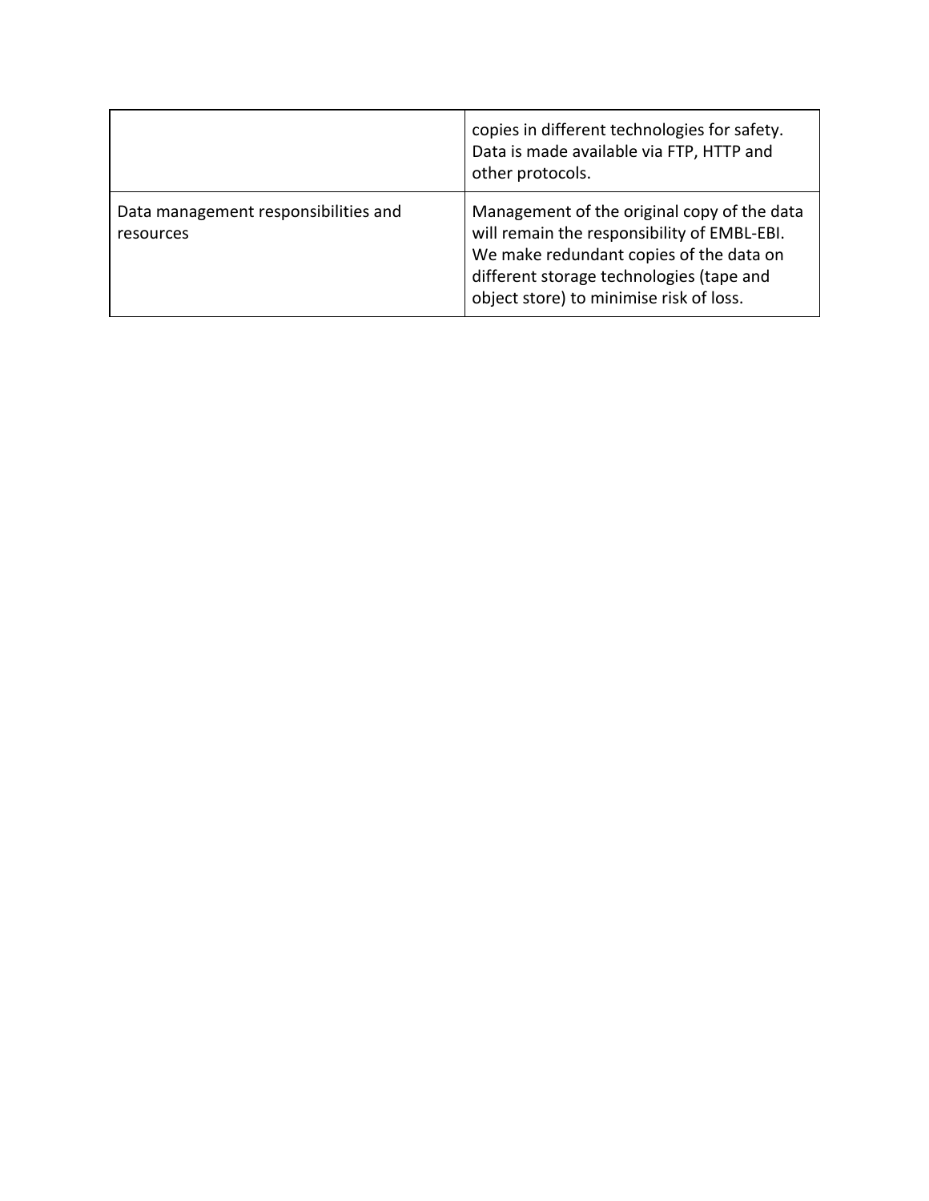| | |
|---|---|
| | copies in different technologies for safety. Data is made available via FTP, HTTP and other protocols. |
| Data management responsibilities and resources | Management of the original copy of the data will remain the responsibility of EMBL-EBI. We make redundant copies of the data on different storage technologies (tape and object store) to minimise risk of loss. |